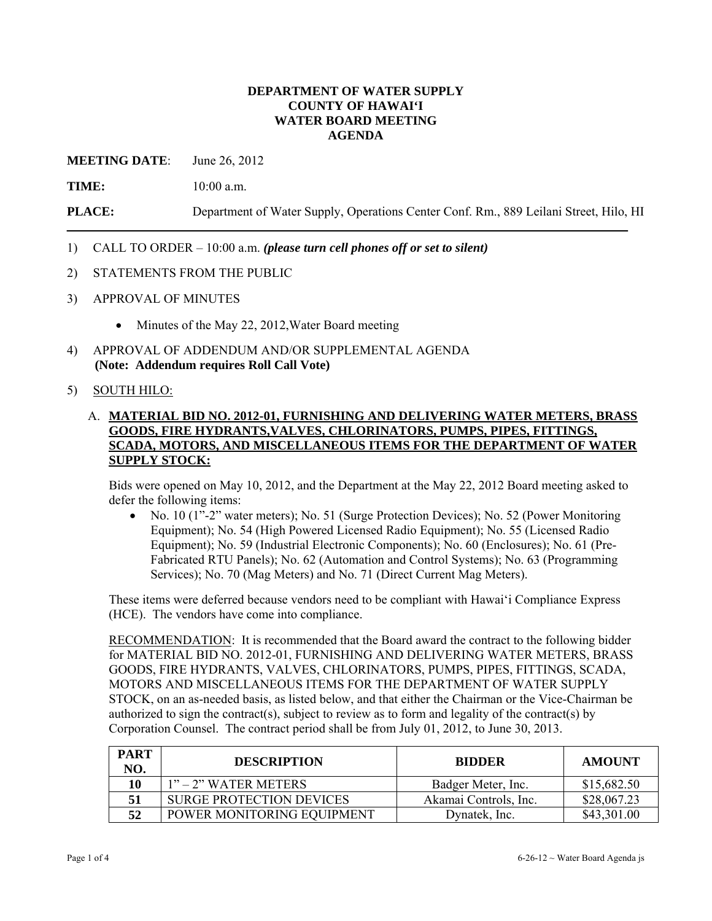**DEPARTMENT OF WATER SUPPLY**
**COUNTY OF HAWAIʻI**
**WATER BOARD MEETING**
**AGENDA**

**MEETING DATE**: June 26, 2012

**TIME:** 10:00 a.m.

**PLACE:** Department of Water Supply, Operations Center Conf. Rm., 889 Leilani Street, Hilo, HI

---

1) CALL TO ORDER – 10:00 a.m. ***(please turn cell phones off or set to silent)***

2) STATEMENTS FROM THE PUBLIC

3) APPROVAL OF MINUTES

   - Minutes of the May 22, 2012,Water Board meeting

4) APPROVAL OF ADDENDUM AND/OR SUPPLEMENTAL AGENDA
   **(Note: Addendum requires Roll Call Vote)**

5) SOUTH HILO:

   A. **MATERIAL BID NO. 2012-01, FURNISHING AND DELIVERING WATER METERS, BRASS GOODS, FIRE HYDRANTS,VALVES, CHLORINATORS, PUMPS, PIPES, FITTINGS, SCADA, MOTORS, AND MISCELLANEOUS ITEMS FOR THE DEPARTMENT OF WATER SUPPLY STOCK:**

   Bids were opened on May 10, 2012, and the Department at the May 22, 2012 Board meeting asked to defer the following items:

   - No. 10 (1"-2" water meters); No. 51 (Surge Protection Devices); No. 52 (Power Monitoring Equipment); No. 54 (High Powered Licensed Radio Equipment); No. 55 (Licensed Radio Equipment); No. 59 (Industrial Electronic Components); No. 60 (Enclosures); No. 61 (Pre-Fabricated RTU Panels); No. 62 (Automation and Control Systems); No. 63 (Programming Services); No. 70 (Mag Meters) and No. 71 (Direct Current Mag Meters).

   These items were deferred because vendors need to be compliant with Hawaiʻi Compliance Express (HCE). The vendors have come into compliance.

   RECOMMENDATION: It is recommended that the Board award the contract to the following bidder for MATERIAL BID NO. 2012-01, FURNISHING AND DELIVERING WATER METERS, BRASS GOODS, FIRE HYDRANTS, VALVES, CHLORINATORS, PUMPS, PIPES, FITTINGS, SCADA, MOTORS AND MISCELLANEOUS ITEMS FOR THE DEPARTMENT OF WATER SUPPLY STOCK, on an as-needed basis, as listed below, and that either the Chairman or the Vice-Chairman be authorized to sign the contract(s), subject to review as to form and legality of the contract(s) by Corporation Counsel. The contract period shall be from July 01, 2012, to June 30, 2013.

| PART NO. | DESCRIPTION | BIDDER | AMOUNT |
|---|---|---|---|
| **10** | 1" – 2" WATER METERS | Badger Meter, Inc. | $15,682.50 |
| **51** | SURGE PROTECTION DEVICES | Akamai Controls, Inc. | $28,067.23 |
| **52** | POWER MONITORING EQUIPMENT | Dynatek, Inc. | $43,301.00 |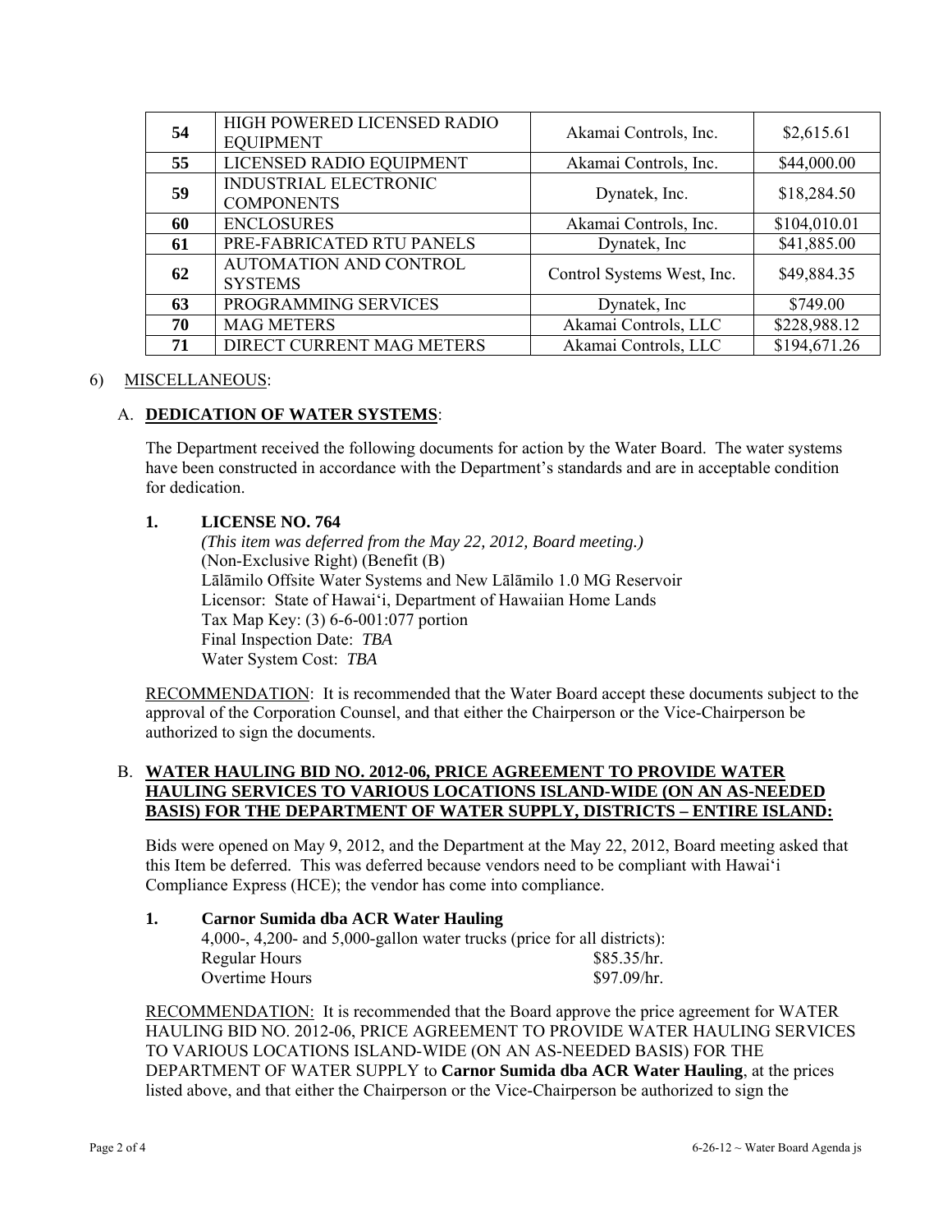| 54 | HIGH POWERED LICENSED RADIO EQUIPMENT | Akamai Controls, Inc. | $2,615.61 |
|---|---|---|---|
| 55 | LICENSED RADIO EQUIPMENT | Akamai Controls, Inc. | $44,000.00 |
| 59 | INDUSTRIAL ELECTRONIC COMPONENTS | Dynatek, Inc. | $18,284.50 |
| 60 | ENCLOSURES | Akamai Controls, Inc. | $104,010.01 |
| 61 | PRE-FABRICATED RTU PANELS | Dynatek, Inc | $41,885.00 |
| 62 | AUTOMATION AND CONTROL SYSTEMS | Control Systems West, Inc. | $49,884.35 |
| 63 | PROGRAMMING SERVICES | Dynatek, Inc | $749.00 |
| 70 | MAG METERS | Akamai Controls, LLC | $228,988.12 |
| 71 | DIRECT CURRENT MAG METERS | Akamai Controls, LLC | $194,671.26 |

6) MISCELLANEOUS:

A. **DEDICATION OF WATER SYSTEMS**:

The Department received the following documents for action by the Water Board. The water systems have been constructed in accordance with the Department's standards and are in acceptable condition for dedication.

**1. LICENSE NO. 764**

*(This item was deferred from the May 22, 2012, Board meeting.)*
(Non-Exclusive Right) (Benefit (B)
Lālāmilo Offsite Water Systems and New Lālāmilo 1.0 MG Reservoir
Licensor: State of Hawai'i, Department of Hawaiian Home Lands
Tax Map Key: (3) 6-6-001:077 portion
Final Inspection Date: *TBA*
Water System Cost: *TBA*

RECOMMENDATION: It is recommended that the Water Board accept these documents subject to the approval of the Corporation Counsel, and that either the Chairperson or the Vice-Chairperson be authorized to sign the documents.

B. **WATER HAULING BID NO. 2012-06, PRICE AGREEMENT TO PROVIDE WATER HAULING SERVICES TO VARIOUS LOCATIONS ISLAND-WIDE (ON AN AS-NEEDED BASIS) FOR THE DEPARTMENT OF WATER SUPPLY, DISTRICTS – ENTIRE ISLAND:**

Bids were opened on May 9, 2012, and the Department at the May 22, 2012, Board meeting asked that this Item be deferred. This was deferred because vendors need to be compliant with Hawai'i Compliance Express (HCE); the vendor has come into compliance.

**1. Carnor Sumida dba ACR Water Hauling**

4,000-, 4,200- and 5,000-gallon water trucks (price for all districts):

| | |
|---|---|
| Regular Hours | $85.35/hr. |
| Overtime Hours | $97.09/hr. |

RECOMMENDATION: It is recommended that the Board approve the price agreement for WATER HAULING BID NO. 2012-06, PRICE AGREEMENT TO PROVIDE WATER HAULING SERVICES TO VARIOUS LOCATIONS ISLAND-WIDE (ON AN AS-NEEDED BASIS) FOR THE DEPARTMENT OF WATER SUPPLY to **Carnor Sumida dba ACR Water Hauling**, at the prices listed above, and that either the Chairperson or the Vice-Chairperson be authorized to sign the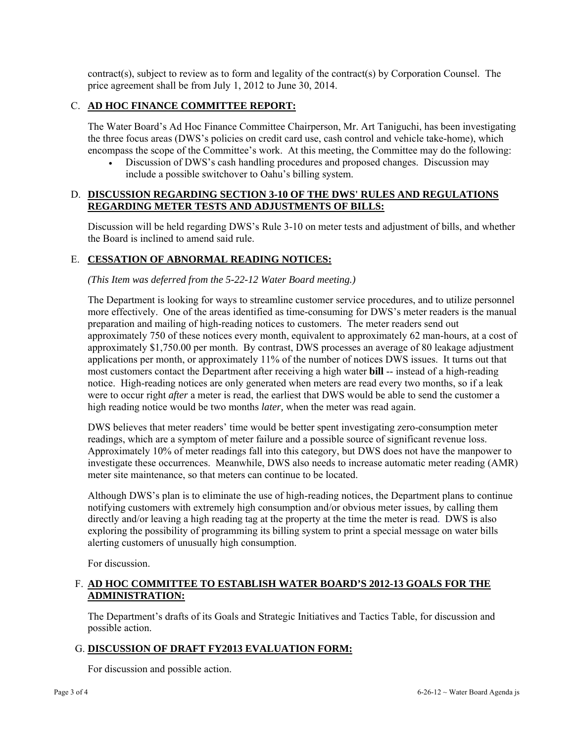contract(s), subject to review as to form and legality of the contract(s) by Corporation Counsel. The price agreement shall be from July 1, 2012 to June 30, 2014.

C. **AD HOC FINANCE COMMITTEE REPORT:**

The Water Board's Ad Hoc Finance Committee Chairperson, Mr. Art Taniguchi, has been investigating the three focus areas (DWS's policies on credit card use, cash control and vehicle take-home), which encompass the scope of the Committee's work. At this meeting, the Committee may do the following:

- Discussion of DWS's cash handling procedures and proposed changes. Discussion may include a possible switchover to Oahu's billing system.

D. **DISCUSSION REGARDING SECTION 3-10 OF THE DWS' RULES AND REGULATIONS REGARDING METER TESTS AND ADJUSTMENTS OF BILLS:**

Discussion will be held regarding DWS's Rule 3-10 on meter tests and adjustment of bills, and whether the Board is inclined to amend said rule.

E. **CESSATION OF ABNORMAL READING NOTICES:**

*(This Item was deferred from the 5-22-12 Water Board meeting.)*

The Department is looking for ways to streamline customer service procedures, and to utilize personnel more effectively. One of the areas identified as time-consuming for DWS's meter readers is the manual preparation and mailing of high-reading notices to customers. The meter readers send out approximately 750 of these notices every month, equivalent to approximately 62 man-hours, at a cost of approximately $1,750.00 per month. By contrast, DWS processes an average of 80 leakage adjustment applications per month, or approximately 11% of the number of notices DWS issues. It turns out that most customers contact the Department after receiving a high water **bill** -- instead of a high-reading notice. High-reading notices are only generated when meters are read every two months, so if a leak were to occur right *after* a meter is read, the earliest that DWS would be able to send the customer a high reading notice would be two months *later,* when the meter was read again.

DWS believes that meter readers' time would be better spent investigating zero-consumption meter readings, which are a symptom of meter failure and a possible source of significant revenue loss. Approximately 10% of meter readings fall into this category, but DWS does not have the manpower to investigate these occurrences. Meanwhile, DWS also needs to increase automatic meter reading (AMR) meter site maintenance, so that meters can continue to be located.

Although DWS's plan is to eliminate the use of high-reading notices, the Department plans to continue notifying customers with extremely high consumption and/or obvious meter issues, by calling them directly and/or leaving a high reading tag at the property at the time the meter is read. DWS is also exploring the possibility of programming its billing system to print a special message on water bills alerting customers of unusually high consumption.

For discussion.

F. **AD HOC COMMITTEE TO ESTABLISH WATER BOARD'S 2012-13 GOALS FOR THE ADMINISTRATION:**

The Department's drafts of its Goals and Strategic Initiatives and Tactics Table, for discussion and possible action.

G. **DISCUSSION OF DRAFT FY2013 EVALUATION FORM:**

For discussion and possible action.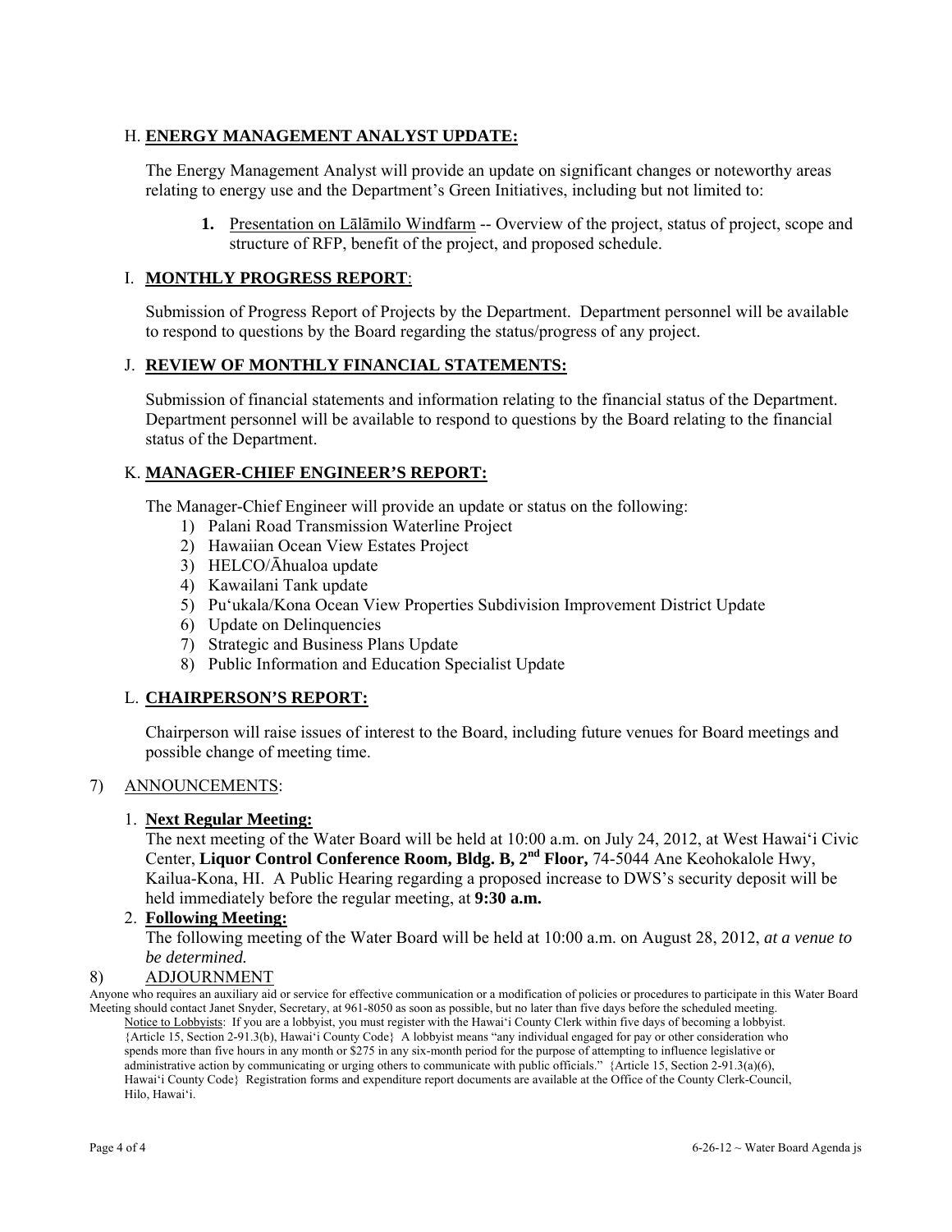H. **ENERGY MANAGEMENT ANALYST UPDATE:**

The Energy Management Analyst will provide an update on significant changes or noteworthy areas relating to energy use and the Department's Green Initiatives, including but not limited to:

**1.** Presentation on Lālāmilo Windfarm -- Overview of the project, status of project, scope and structure of RFP, benefit of the project, and proposed schedule.

I. **MONTHLY PROGRESS REPORT**:

Submission of Progress Report of Projects by the Department. Department personnel will be available to respond to questions by the Board regarding the status/progress of any project.

J. **REVIEW OF MONTHLY FINANCIAL STATEMENTS:**

Submission of financial statements and information relating to the financial status of the Department. Department personnel will be available to respond to questions by the Board relating to the financial status of the Department.

K. **MANAGER-CHIEF ENGINEER'S REPORT:**

The Manager-Chief Engineer will provide an update or status on the following:

1) Palani Road Transmission Waterline Project
2) Hawaiian Ocean View Estates Project
3) HELCO/Āhualoa update
4) Kawailani Tank update
5) Pu'ukala/Kona Ocean View Properties Subdivision Improvement District Update
6) Update on Delinquencies
7) Strategic and Business Plans Update
8) Public Information and Education Specialist Update

L. **CHAIRPERSON'S REPORT:**

Chairperson will raise issues of interest to the Board, including future venues for Board meetings and possible change of meeting time.

7) ANNOUNCEMENTS:

1. **Next Regular Meeting:**
   The next meeting of the Water Board will be held at 10:00 a.m. on July 24, 2012, at West Hawai'i Civic Center, **Liquor Control Conference Room, Bldg. B, 2nd Floor,** 74-5044 Ane Keohokalole Hwy, Kailua-Kona, HI. A Public Hearing regarding a proposed increase to DWS's security deposit will be held immediately before the regular meeting, at **9:30 a.m.**
2. **Following Meeting:**
   The following meeting of the Water Board will be held at 10:00 a.m. on August 28, 2012, *at a venue to be determined.*

8) ADJOURNMENT

Anyone who requires an auxiliary aid or service for effective communication or a modification of policies or procedures to participate in this Water Board Meeting should contact Janet Snyder, Secretary, at 961-8050 as soon as possible, but no later than five days before the scheduled meeting.

Notice to Lobbyists: If you are a lobbyist, you must register with the Hawai'i County Clerk within five days of becoming a lobbyist. {Article 15, Section 2-91.3(b), Hawai'i County Code} A lobbyist means "any individual engaged for pay or other consideration who spends more than five hours in any month or $275 in any six-month period for the purpose of attempting to influence legislative or administrative action by communicating or urging others to communicate with public officials." {Article 15, Section 2-91.3(a)(6), Hawai'i County Code} Registration forms and expenditure report documents are available at the Office of the County Clerk-Council, Hilo, Hawai'i.